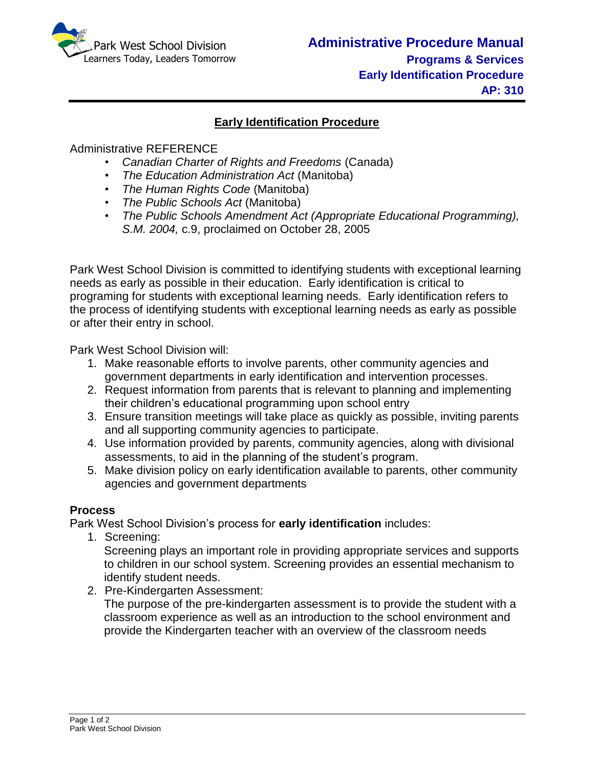Park West School Division
Learners Today, Leaders Tomorrow

**Administrative Procedure Manual**
**Programs & Services**
**Early Identification Procedure**
**AP: 310**

# Early Identification Procedure

Administrative REFERENCE

- *Canadian Charter of Rights and Freedoms* (Canada)
- *The Education Administration Act* (Manitoba)
- *The Human Rights Code* (Manitoba)
- *The Public Schools Act* (Manitoba)
- *The Public Schools Amendment Act (Appropriate Educational Programming), S.M. 2004,* c.9, proclaimed on October 28, 2005

Park West School Division is committed to identifying students with exceptional learning needs as early as possible in their education. Early identification is critical to programing for students with exceptional learning needs. Early identification refers to the process of identifying students with exceptional learning needs as early as possible or after their entry in school.

Park West School Division will:

1. Make reasonable efforts to involve parents, other community agencies and government departments in early identification and intervention processes.
2. Request information from parents that is relevant to planning and implementing their children's educational programming upon school entry
3. Ensure transition meetings will take place as quickly as possible, inviting parents and all supporting community agencies to participate.
4. Use information provided by parents, community agencies, along with divisional assessments, to aid in the planning of the student's program.
5. Make division policy on early identification available to parents, other community agencies and government departments

## Process

Park West School Division's process for **early identification** includes:

1. Screening:
   Screening plays an important role in providing appropriate services and supports to children in our school system. Screening provides an essential mechanism to identify student needs.
2. Pre-Kindergarten Assessment:
   The purpose of the pre-kindergarten assessment is to provide the student with a classroom experience as well as an introduction to the school environment and provide the Kindergarten teacher with an overview of the classroom needs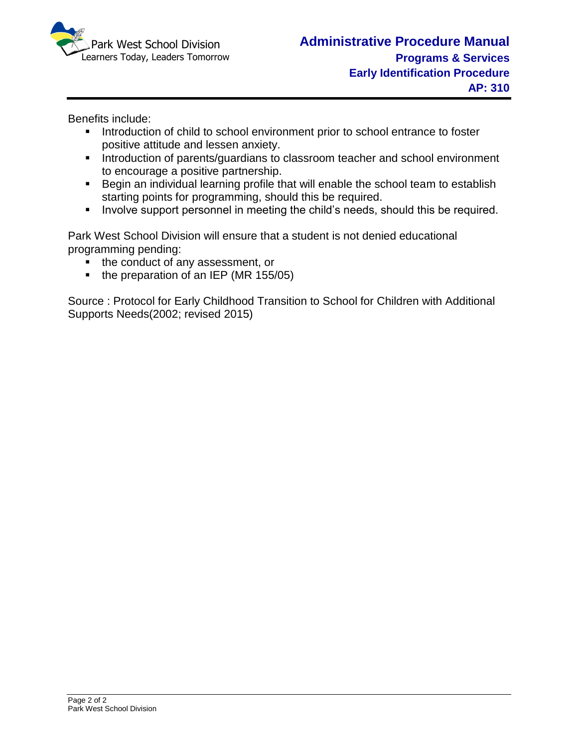Benefits include:

- Introduction of child to school environment prior to school entrance to foster positive attitude and lessen anxiety.
- Introduction of parents/guardians to classroom teacher and school environment to encourage a positive partnership.
- Begin an individual learning profile that will enable the school team to establish starting points for programming, should this be required.
- Involve support personnel in meeting the child's needs, should this be required.

Park West School Division will ensure that a student is not denied educational programming pending:

- the conduct of any assessment, or
- the preparation of an IEP (MR 155/05)

Source : Protocol for Early Childhood Transition to School for Children with Additional Supports Needs(2002; revised 2015)